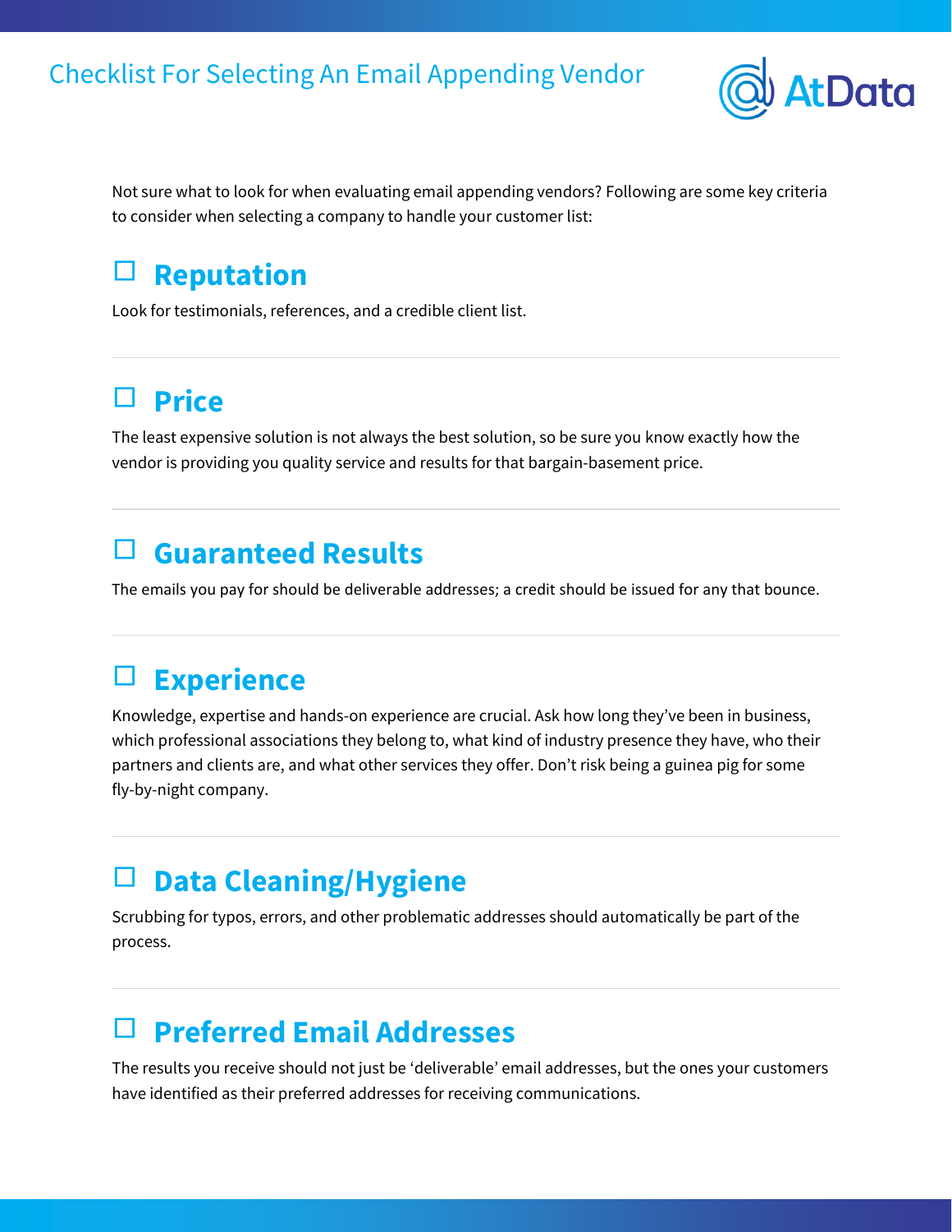# Checklist For Selecting An Email Appending Vendor

AtData

Not sure what to look for when evaluating email appending vendors? Following are some key criteria to consider when selecting a company to handle your customer list:

## ☐ Reputation

Look for testimonials, references, and a credible client list.

---

## ☐ Price

The least expensive solution is not always the best solution, so be sure you know exactly how the vendor is providing you quality service and results for that bargain-basement price.

---

## ☐ Guaranteed Results

The emails you pay for should be deliverable addresses; a credit should be issued for any that bounce.

---

## ☐ Experience

Knowledge, expertise and hands-on experience are crucial. Ask how long they've been in business, which professional associations they belong to, what kind of industry presence they have, who their partners and clients are, and what other services they offer. Don't risk being a guinea pig for some fly-by-night company.

---

## ☐ Data Cleaning/Hygiene

Scrubbing for typos, errors, and other problematic addresses should automatically be part of the process.

---

## ☐ Preferred Email Addresses

The results you receive should not just be 'deliverable' email addresses, but the ones your customers have identified as their preferred addresses for receiving communications.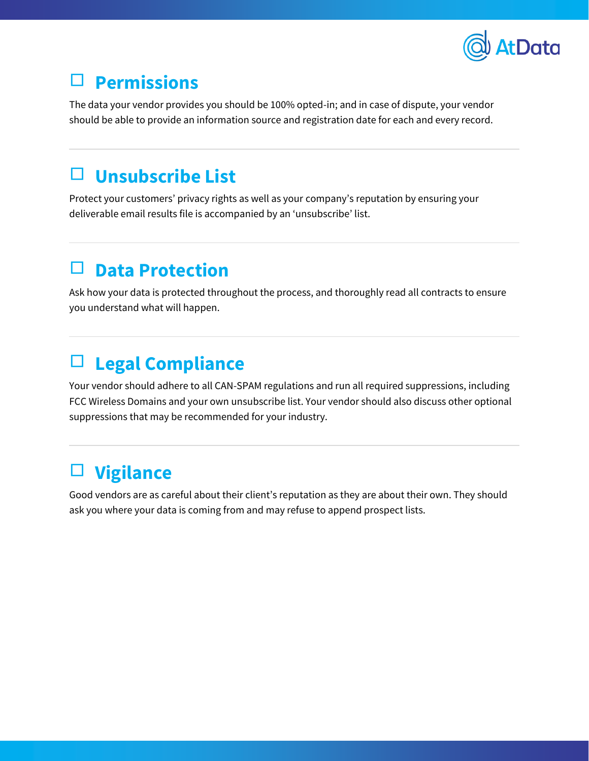## ☐ Permissions

The data your vendor provides you should be 100% opted-in; and in case of dispute, your vendor should be able to provide an information source and registration date for each and every record.

---

## ☐ Unsubscribe List

Protect your customers' privacy rights as well as your company's reputation by ensuring your deliverable email results file is accompanied by an 'unsubscribe' list.

---

## ☐ Data Protection

Ask how your data is protected throughout the process, and thoroughly read all contracts to ensure you understand what will happen.

---

## ☐ Legal Compliance

Your vendor should adhere to all CAN-SPAM regulations and run all required suppressions, including FCC Wireless Domains and your own unsubscribe list. Your vendor should also discuss other optional suppressions that may be recommended for your industry.

---

## ☐ Vigilance

Good vendors are as careful about their client's reputation as they are about their own. They should ask you where your data is coming from and may refuse to append prospect lists.